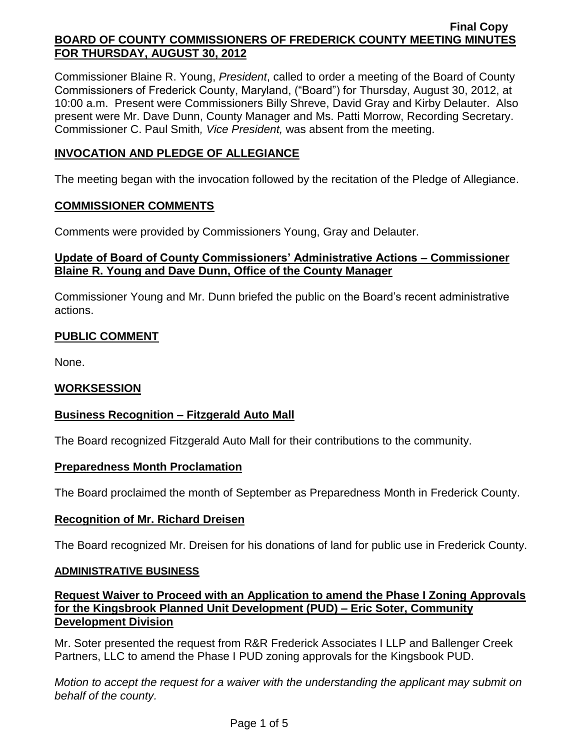Final Copy

# BOARD OF COUNTY COMMISSIONERS OF FREDERICK COUNTY MEETING MINUTES FOR THURSDAY, AUGUST 30, 2012

Commissioner Blaine R. Young, *President*, called to order a meeting of the Board of County Commissioners of Frederick County, Maryland, ("Board") for Thursday, August 30, 2012, at 10:00 a.m. Present were Commissioners Billy Shreve, David Gray and Kirby Delauter. Also present were Mr. Dave Dunn, County Manager and Ms. Patti Morrow, Recording Secretary. Commissioner C. Paul Smith*, Vice President,* was absent from the meeting.

## INVOCATION AND PLEDGE OF ALLEGIANCE

The meeting began with the invocation followed by the recitation of the Pledge of Allegiance.

## COMMISSIONER COMMENTS

Comments were provided by Commissioners Young, Gray and Delauter.

### Update of Board of County Commissioners' Administrative Actions – Commissioner Blaine R. Young and Dave Dunn, Office of the County Manager

Commissioner Young and Mr. Dunn briefed the public on the Board's recent administrative actions.

## PUBLIC COMMENT

None.

## WORKSESSION

### Business Recognition – Fitzgerald Auto Mall

The Board recognized Fitzgerald Auto Mall for their contributions to the community.

### Preparedness Month Proclamation

The Board proclaimed the month of September as Preparedness Month in Frederick County.

### Recognition of Mr. Richard Dreisen

The Board recognized Mr. Dreisen for his donations of land for public use in Frederick County.

## ADMINISTRATIVE BUSINESS

### Request Waiver to Proceed with an Application to amend the Phase I Zoning Approvals for the Kingsbrook Planned Unit Development (PUD) – Eric Soter, Community Development Division

Mr. Soter presented the request from R&R Frederick Associates I LLP and Ballenger Creek Partners, LLC to amend the Phase I PUD zoning approvals for the Kingsbook PUD.

*Motion to accept the request for a waiver with the understanding the applicant may submit on behalf of the county.*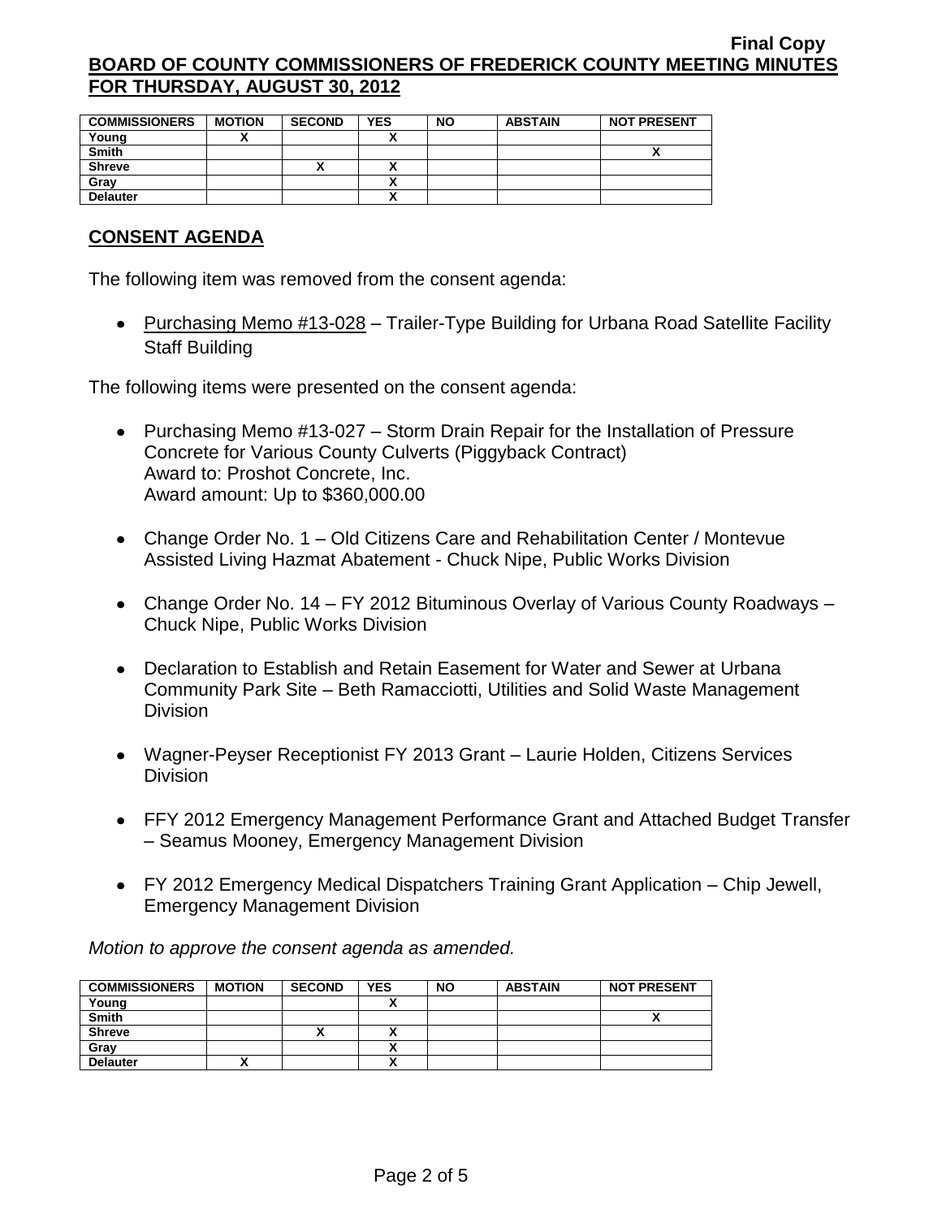**Final Copy**

**BOARD OF COUNTY COMMISSIONERS OF FREDERICK COUNTY MEETING MINUTES FOR THURSDAY, AUGUST 30, 2012**

| COMMISSIONERS | MOTION | SECOND | YES | NO | ABSTAIN | NOT PRESENT |
|---|---|---|---|---|---|---|
| Young | X | | X | | | |
| Smith | | | | | | X |
| Shreve | | X | X | | | |
| Gray | | | X | | | |
| Delauter | | | X | | | |

## CONSENT AGENDA

The following item was removed from the consent agenda:

- Purchasing Memo #13-028 – Trailer-Type Building for Urbana Road Satellite Facility Staff Building

The following items were presented on the consent agenda:

- Purchasing Memo #13-027 – Storm Drain Repair for the Installation of Pressure Concrete for Various County Culverts (Piggyback Contract)
  Award to: Proshot Concrete, Inc.
  Award amount: Up to $360,000.00

- Change Order No. 1 – Old Citizens Care and Rehabilitation Center / Montevue Assisted Living Hazmat Abatement - Chuck Nipe, Public Works Division

- Change Order No. 14 – FY 2012 Bituminous Overlay of Various County Roadways – Chuck Nipe, Public Works Division

- Declaration to Establish and Retain Easement for Water and Sewer at Urbana Community Park Site – Beth Ramacciotti, Utilities and Solid Waste Management Division

- Wagner-Peyser Receptionist FY 2013 Grant – Laurie Holden, Citizens Services Division

- FFY 2012 Emergency Management Performance Grant and Attached Budget Transfer – Seamus Mooney, Emergency Management Division

- FY 2012 Emergency Medical Dispatchers Training Grant Application – Chip Jewell, Emergency Management Division

*Motion to approve the consent agenda as amended.*

| COMMISSIONERS | MOTION | SECOND | YES | NO | ABSTAIN | NOT PRESENT |
|---|---|---|---|---|---|---|
| Young | | | X | | | |
| Smith | | | | | | X |
| Shreve | | X | X | | | |
| Gray | | | X | | | |
| Delauter | X | | X | | | |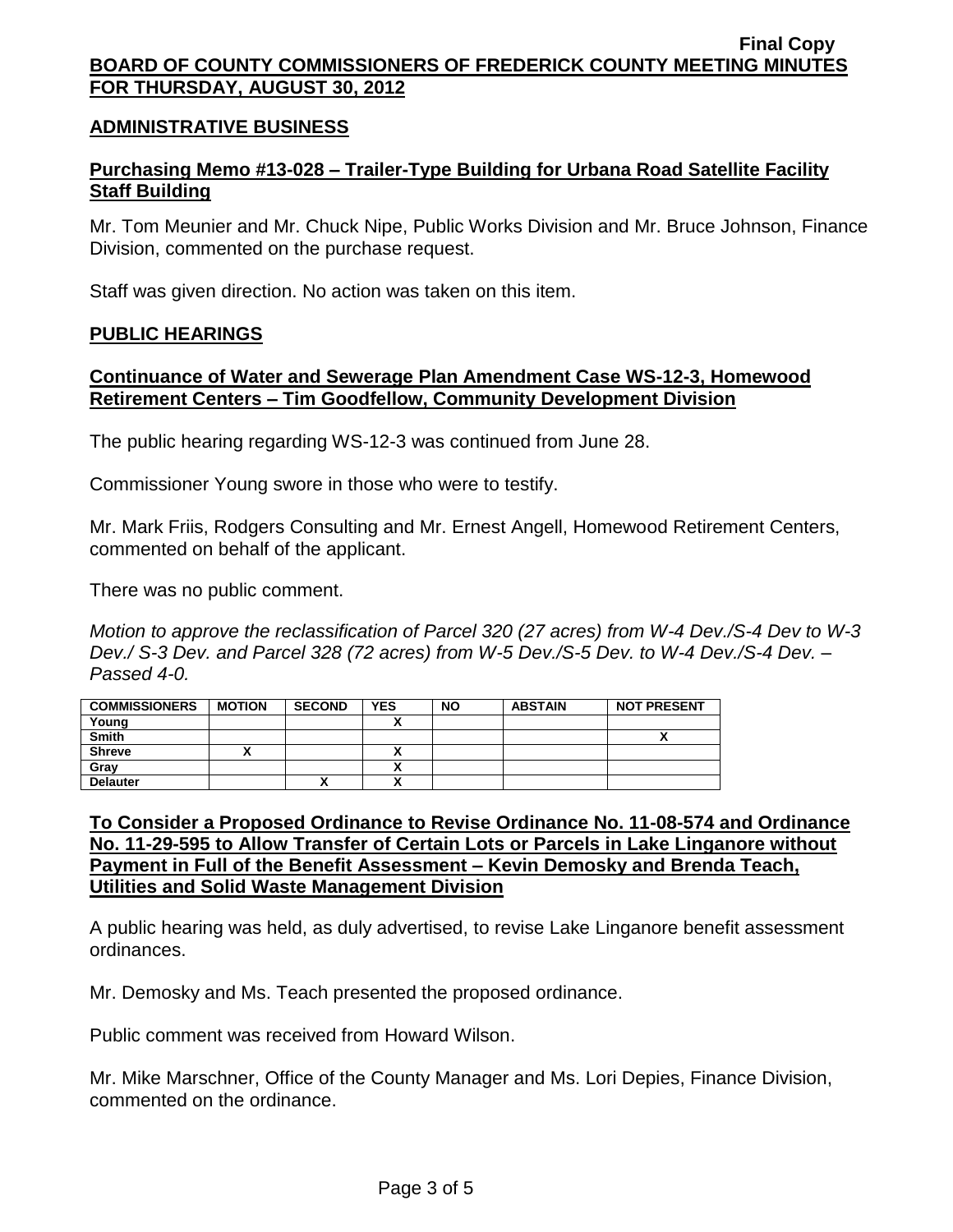## ADMINISTRATIVE BUSINESS

### Purchasing Memo #13-028 – Trailer-Type Building for Urbana Road Satellite Facility Staff Building

Mr. Tom Meunier and Mr. Chuck Nipe, Public Works Division and Mr. Bruce Johnson, Finance Division, commented on the purchase request.

Staff was given direction. No action was taken on this item.

## PUBLIC HEARINGS

### Continuance of Water and Sewerage Plan Amendment Case WS-12-3, Homewood Retirement Centers – Tim Goodfellow, Community Development Division

The public hearing regarding WS-12-3 was continued from June 28.

Commissioner Young swore in those who were to testify.

Mr. Mark Friis, Rodgers Consulting and Mr. Ernest Angell, Homewood Retirement Centers, commented on behalf of the applicant.

There was no public comment.

*Motion to approve the reclassification of Parcel 320 (27 acres) from W-4 Dev./S-4 Dev to W-3 Dev./ S-3 Dev. and Parcel 328 (72 acres) from W-5 Dev./S-5 Dev. to W-4 Dev./S-4 Dev. – Passed 4-0.*

| COMMISSIONERS | MOTION | SECOND | YES | NO | ABSTAIN | NOT PRESENT |
|---|---|---|---|---|---|---|
| Young | | | X | | | |
| Smith | | | | | | X |
| Shreve | X | | X | | | |
| Gray | | | X | | | |
| Delauter | | X | X | | | |

### To Consider a Proposed Ordinance to Revise Ordinance No. 11-08-574 and Ordinance No. 11-29-595 to Allow Transfer of Certain Lots or Parcels in Lake Linganore without Payment in Full of the Benefit Assessment – Kevin Demosky and Brenda Teach, Utilities and Solid Waste Management Division

A public hearing was held, as duly advertised, to revise Lake Linganore benefit assessment ordinances.

Mr. Demosky and Ms. Teach presented the proposed ordinance.

Public comment was received from Howard Wilson.

Mr. Mike Marschner, Office of the County Manager and Ms. Lori Depies, Finance Division, commented on the ordinance.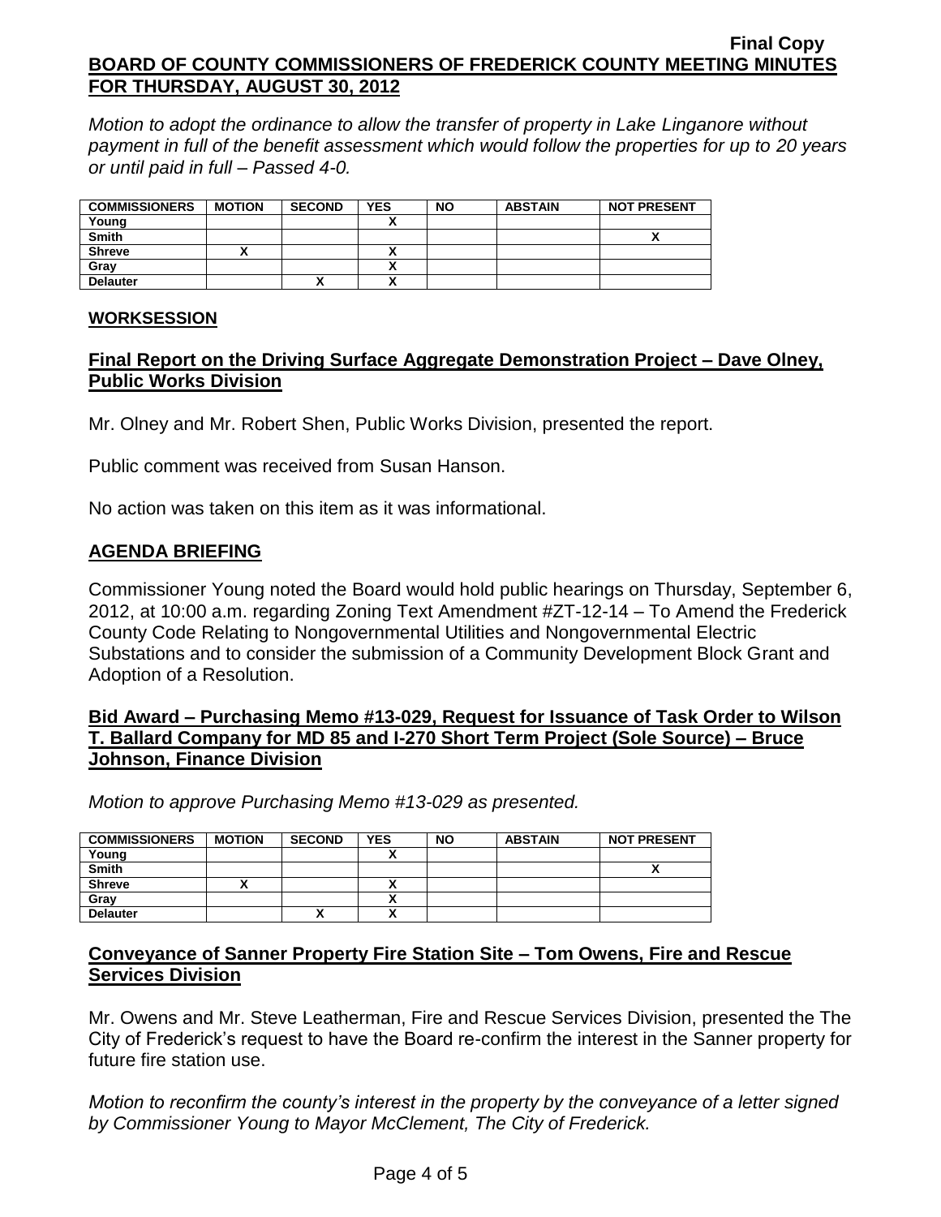*Motion to adopt the ordinance to allow the transfer of property in Lake Linganore without payment in full of the benefit assessment which would follow the properties for up to 20 years or until paid in full – Passed 4-0.*

| COMMISSIONERS | MOTION | SECOND | YES | NO | ABSTAIN | NOT PRESENT |
|---|---|---|---|---|---|---|
| Young | | | X | | | |
| Smith | | | | | | X |
| Shreve | X | | X | | | |
| Gray | | | X | | | |
| Delauter | | X | X | | | |

## WORKSESSION

## Final Report on the Driving Surface Aggregate Demonstration Project – Dave Olney, Public Works Division

Mr. Olney and Mr. Robert Shen, Public Works Division, presented the report.

Public comment was received from Susan Hanson.

No action was taken on this item as it was informational.

## AGENDA BRIEFING

Commissioner Young noted the Board would hold public hearings on Thursday, September 6, 2012, at 10:00 a.m. regarding Zoning Text Amendment #ZT-12-14 – To Amend the Frederick County Code Relating to Nongovernmental Utilities and Nongovernmental Electric Substations and to consider the submission of a Community Development Block Grant and Adoption of a Resolution.

## Bid Award – Purchasing Memo #13-029, Request for Issuance of Task Order to Wilson T. Ballard Company for MD 85 and I-270 Short Term Project (Sole Source) – Bruce Johnson, Finance Division

*Motion to approve Purchasing Memo #13-029 as presented.*

| COMMISSIONERS | MOTION | SECOND | YES | NO | ABSTAIN | NOT PRESENT |
|---|---|---|---|---|---|---|
| Young | | | X | | | |
| Smith | | | | | | X |
| Shreve | X | | X | | | |
| Gray | | | X | | | |
| Delauter | | X | X | | | |

## Conveyance of Sanner Property Fire Station Site – Tom Owens, Fire and Rescue Services Division

Mr. Owens and Mr. Steve Leatherman, Fire and Rescue Services Division, presented the The City of Frederick's request to have the Board re-confirm the interest in the Sanner property for future fire station use.

*Motion to reconfirm the county's interest in the property by the conveyance of a letter signed by Commissioner Young to Mayor McClement, The City of Frederick.*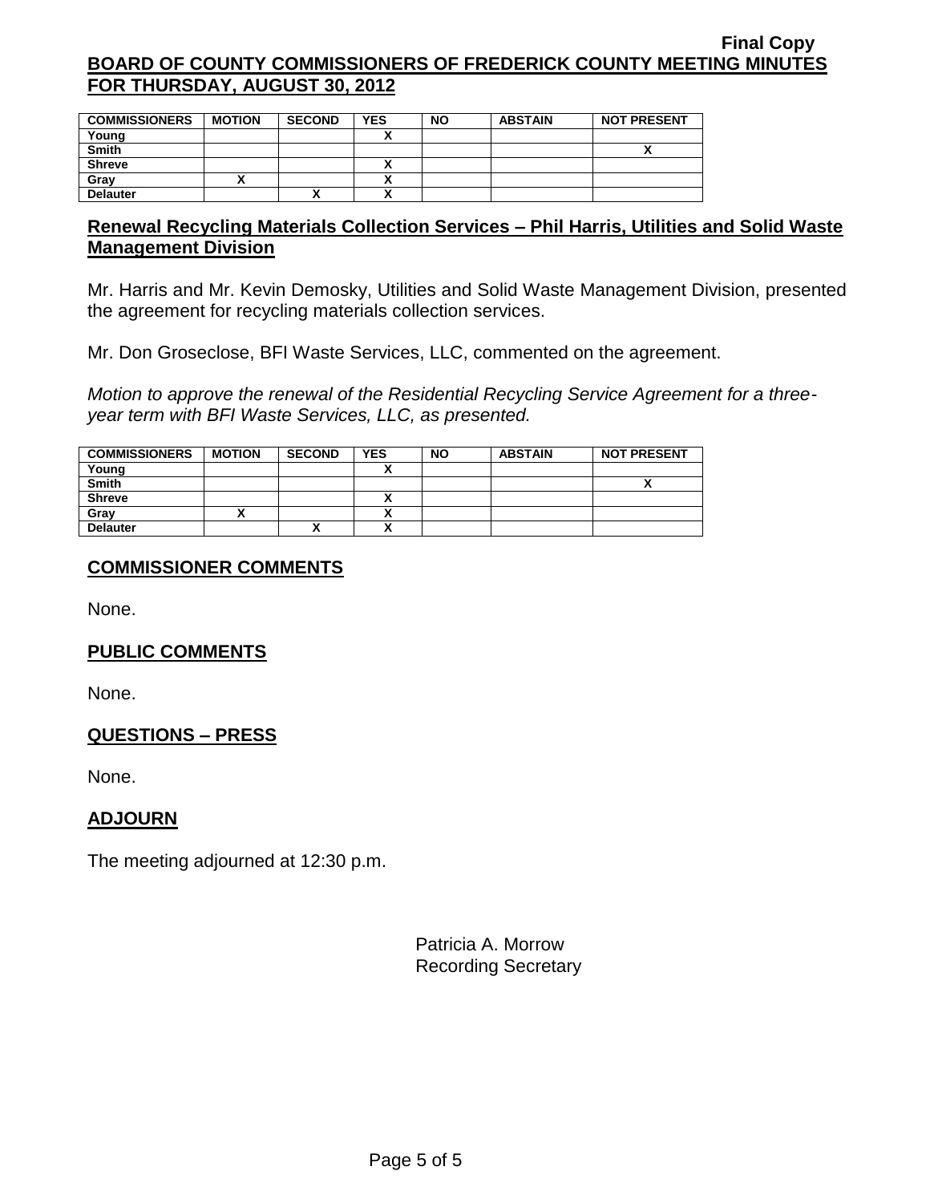| COMMISSIONERS | MOTION | SECOND | YES | NO | ABSTAIN | NOT PRESENT |
|---|---|---|---|---|---|---|
| Young | | | X | | | |
| Smith | | | | | | X |
| Shreve | | | X | | | |
| Gray | X | | X | | | |
| Delauter | | X | X | | | |

## Renewal Recycling Materials Collection Services – Phil Harris, Utilities and Solid Waste Management Division

Mr. Harris and Mr. Kevin Demosky, Utilities and Solid Waste Management Division, presented the agreement for recycling materials collection services.

Mr. Don Groseclose, BFI Waste Services, LLC, commented on the agreement.

*Motion to approve the renewal of the Residential Recycling Service Agreement for a three-year term with BFI Waste Services, LLC, as presented.*

| COMMISSIONERS | MOTION | SECOND | YES | NO | ABSTAIN | NOT PRESENT |
|---|---|---|---|---|---|---|
| Young | | | X | | | |
| Smith | | | | | | X |
| Shreve | | | X | | | |
| Gray | X | | X | | | |
| Delauter | | X | X | | | |

## COMMISSIONER COMMENTS

None.

## PUBLIC COMMENTS

None.

## QUESTIONS – PRESS

None.

## ADJOURN

The meeting adjourned at 12:30 p.m.

Patricia A. Morrow
Recording Secretary